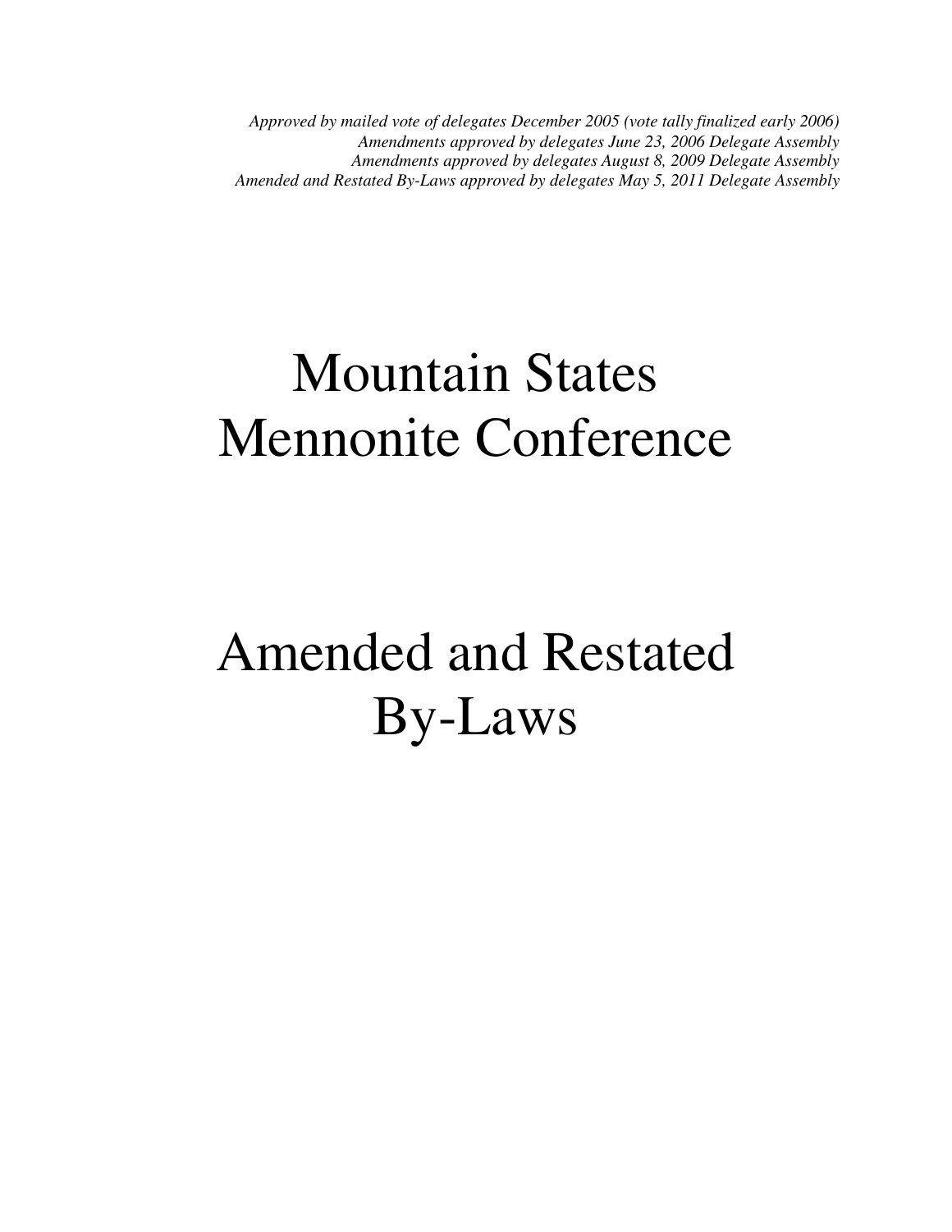*Approved by mailed vote of delegates December 2005 (vote tally finalized early 2006)*
*Amendments approved by delegates June 23, 2006 Delegate Assembly*
*Amendments approved by delegates August 8, 2009 Delegate Assembly*
*Amended and Restated By-Laws approved by delegates May 5, 2011 Delegate Assembly*

# Mountain States Mennonite Conference

# Amended and Restated By-Laws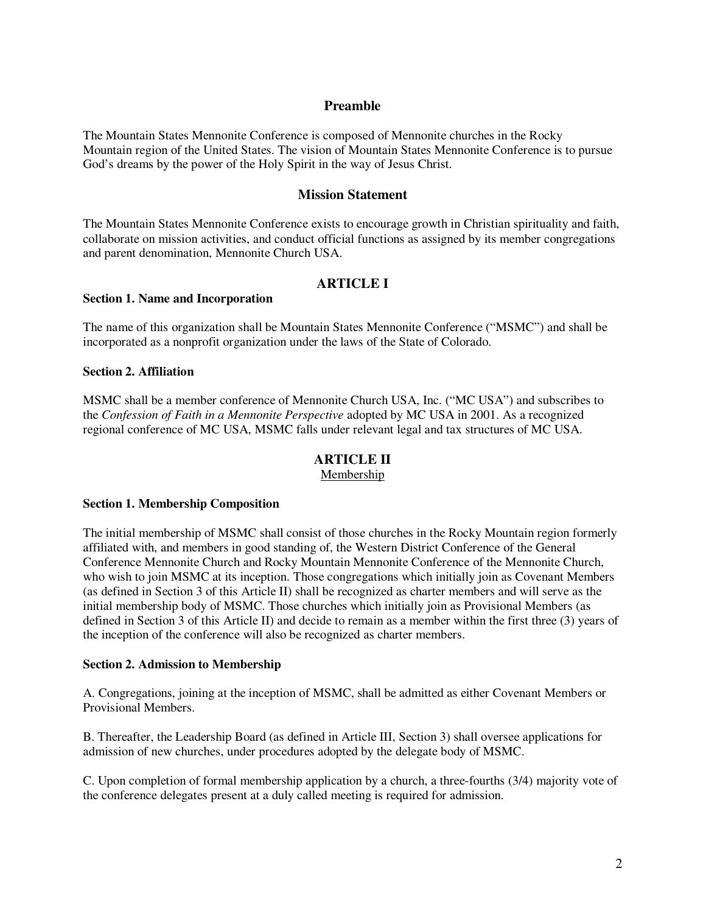## Preamble

The Mountain States Mennonite Conference is composed of Mennonite churches in the Rocky Mountain region of the United States. The vision of Mountain States Mennonite Conference is to pursue God's dreams by the power of the Holy Spirit in the way of Jesus Christ.

## Mission Statement

The Mountain States Mennonite Conference exists to encourage growth in Christian spirituality and faith, collaborate on mission activities, and conduct official functions as assigned by its member congregations and parent denomination, Mennonite Church USA.

## ARTICLE I

### Section 1. Name and Incorporation

The name of this organization shall be Mountain States Mennonite Conference ("MSMC") and shall be incorporated as a nonprofit organization under the laws of the State of Colorado.

### Section 2. Affiliation

MSMC shall be a member conference of Mennonite Church USA, Inc. ("MC USA") and subscribes to the *Confession of Faith in a Mennonite Perspective* adopted by MC USA in 2001. As a recognized regional conference of MC USA, MSMC falls under relevant legal and tax structures of MC USA.

## ARTICLE II

Membership

### Section 1. Membership Composition

The initial membership of MSMC shall consist of those churches in the Rocky Mountain region formerly affiliated with, and members in good standing of, the Western District Conference of the General Conference Mennonite Church and Rocky Mountain Mennonite Conference of the Mennonite Church, who wish to join MSMC at its inception. Those congregations which initially join as Covenant Members (as defined in Section 3 of this Article II) shall be recognized as charter members and will serve as the initial membership body of MSMC. Those churches which initially join as Provisional Members (as defined in Section 3 of this Article II) and decide to remain as a member within the first three (3) years of the inception of the conference will also be recognized as charter members.

### Section 2. Admission to Membership

A. Congregations, joining at the inception of MSMC, shall be admitted as either Covenant Members or Provisional Members.

B. Thereafter, the Leadership Board (as defined in Article III, Section 3) shall oversee applications for admission of new churches, under procedures adopted by the delegate body of MSMC.

C. Upon completion of formal membership application by a church, a three-fourths (3/4) majority vote of the conference delegates present at a duly called meeting is required for admission.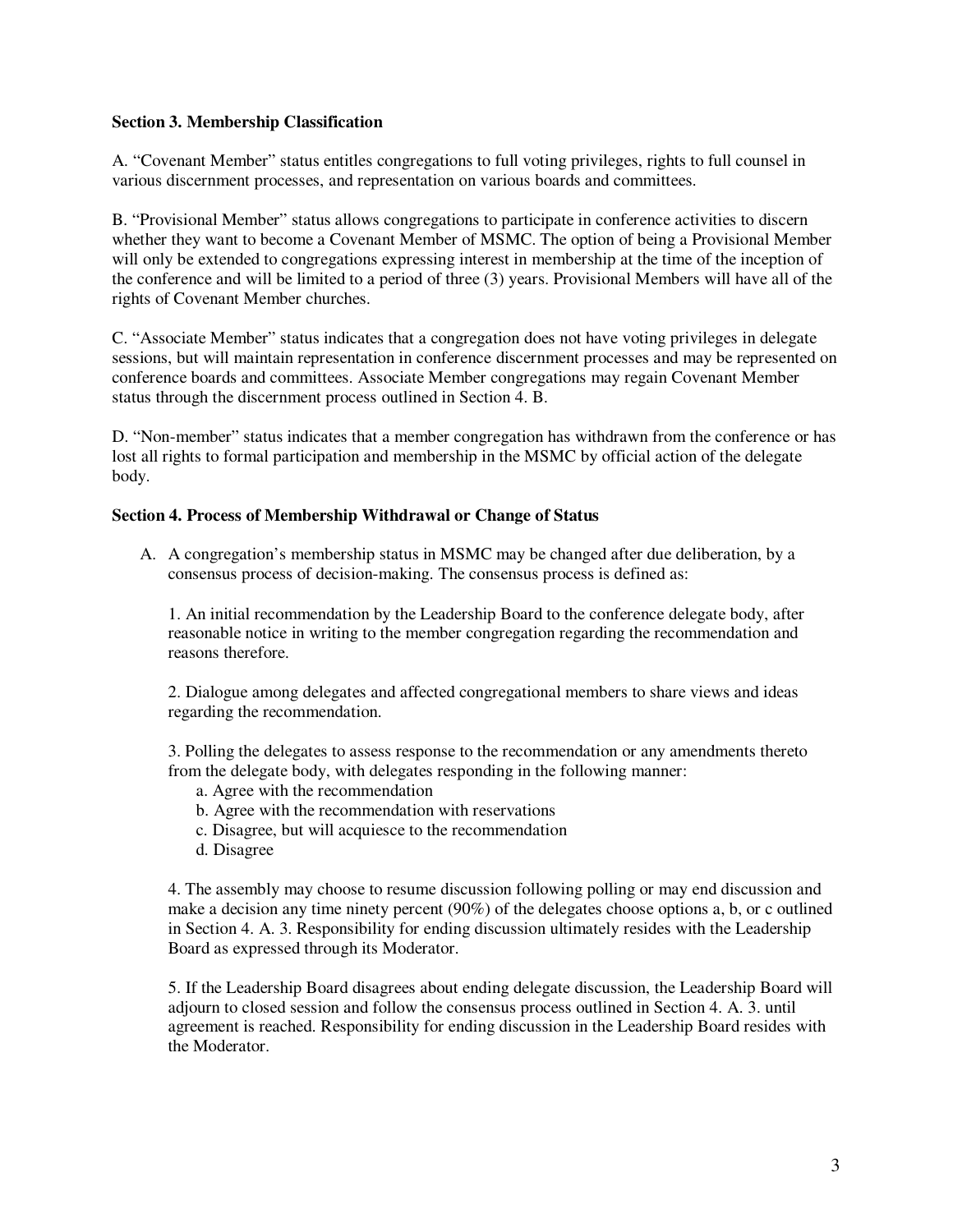**Section 3. Membership Classification**

A. "Covenant Member" status entitles congregations to full voting privileges, rights to full counsel in various discernment processes, and representation on various boards and committees.

B. "Provisional Member" status allows congregations to participate in conference activities to discern whether they want to become a Covenant Member of MSMC. The option of being a Provisional Member will only be extended to congregations expressing interest in membership at the time of the inception of the conference and will be limited to a period of three (3) years. Provisional Members will have all of the rights of Covenant Member churches.

C. "Associate Member" status indicates that a congregation does not have voting privileges in delegate sessions, but will maintain representation in conference discernment processes and may be represented on conference boards and committees. Associate Member congregations may regain Covenant Member status through the discernment process outlined in Section 4. B.

D. "Non-member" status indicates that a member congregation has withdrawn from the conference or has lost all rights to formal participation and membership in the MSMC by official action of the delegate body.

**Section 4. Process of Membership Withdrawal or Change of Status**

A. A congregation's membership status in MSMC may be changed after due deliberation, by a consensus process of decision-making. The consensus process is defined as:

   1. An initial recommendation by the Leadership Board to the conference delegate body, after reasonable notice in writing to the member congregation regarding the recommendation and reasons therefore.

   2. Dialogue among delegates and affected congregational members to share views and ideas regarding the recommendation.

   3. Polling the delegates to assess response to the recommendation or any amendments thereto from the delegate body, with delegates responding in the following manner:
      a. Agree with the recommendation
      b. Agree with the recommendation with reservations
      c. Disagree, but will acquiesce to the recommendation
      d. Disagree

   4. The assembly may choose to resume discussion following polling or may end discussion and make a decision any time ninety percent (90%) of the delegates choose options a, b, or c outlined in Section 4. A. 3. Responsibility for ending discussion ultimately resides with the Leadership Board as expressed through its Moderator.

   5. If the Leadership Board disagrees about ending delegate discussion, the Leadership Board will adjourn to closed session and follow the consensus process outlined in Section 4. A. 3. until agreement is reached. Responsibility for ending discussion in the Leadership Board resides with the Moderator.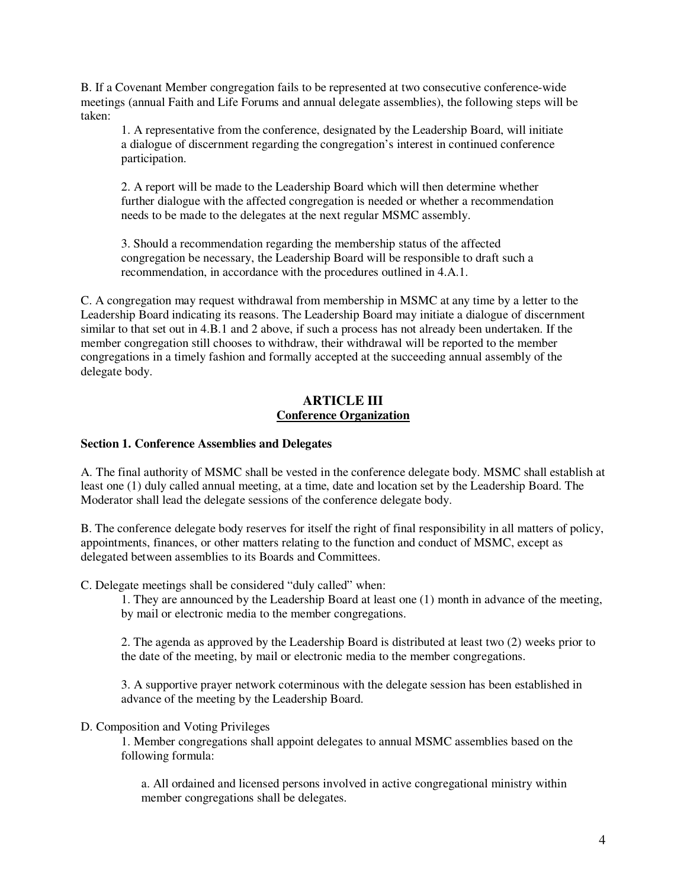B. If a Covenant Member congregation fails to be represented at two consecutive conference-wide meetings (annual Faith and Life Forums and annual delegate assemblies), the following steps will be taken:

1. A representative from the conference, designated by the Leadership Board, will initiate a dialogue of discernment regarding the congregation's interest in continued conference participation.

2. A report will be made to the Leadership Board which will then determine whether further dialogue with the affected congregation is needed or whether a recommendation needs to be made to the delegates at the next regular MSMC assembly.

3. Should a recommendation regarding the membership status of the affected congregation be necessary, the Leadership Board will be responsible to draft such a recommendation, in accordance with the procedures outlined in 4.A.1.

C. A congregation may request withdrawal from membership in MSMC at any time by a letter to the Leadership Board indicating its reasons. The Leadership Board may initiate a dialogue of discernment similar to that set out in 4.B.1 and 2 above, if such a process has not already been undertaken. If the member congregation still chooses to withdraw, their withdrawal will be reported to the member congregations in a timely fashion and formally accepted at the succeeding annual assembly of the delegate body.

## ARTICLE III
## Conference Organization

### Section 1. Conference Assemblies and Delegates

A. The final authority of MSMC shall be vested in the conference delegate body. MSMC shall establish at least one (1) duly called annual meeting, at a time, date and location set by the Leadership Board. The Moderator shall lead the delegate sessions of the conference delegate body.

B. The conference delegate body reserves for itself the right of final responsibility in all matters of policy, appointments, finances, or other matters relating to the function and conduct of MSMC, except as delegated between assemblies to its Boards and Committees.

C. Delegate meetings shall be considered "duly called" when:

1. They are announced by the Leadership Board at least one (1) month in advance of the meeting, by mail or electronic media to the member congregations.

2. The agenda as approved by the Leadership Board is distributed at least two (2) weeks prior to the date of the meeting, by mail or electronic media to the member congregations.

3. A supportive prayer network coterminous with the delegate session has been established in advance of the meeting by the Leadership Board.

D. Composition and Voting Privileges

1. Member congregations shall appoint delegates to annual MSMC assemblies based on the following formula:

a. All ordained and licensed persons involved in active congregational ministry within member congregations shall be delegates.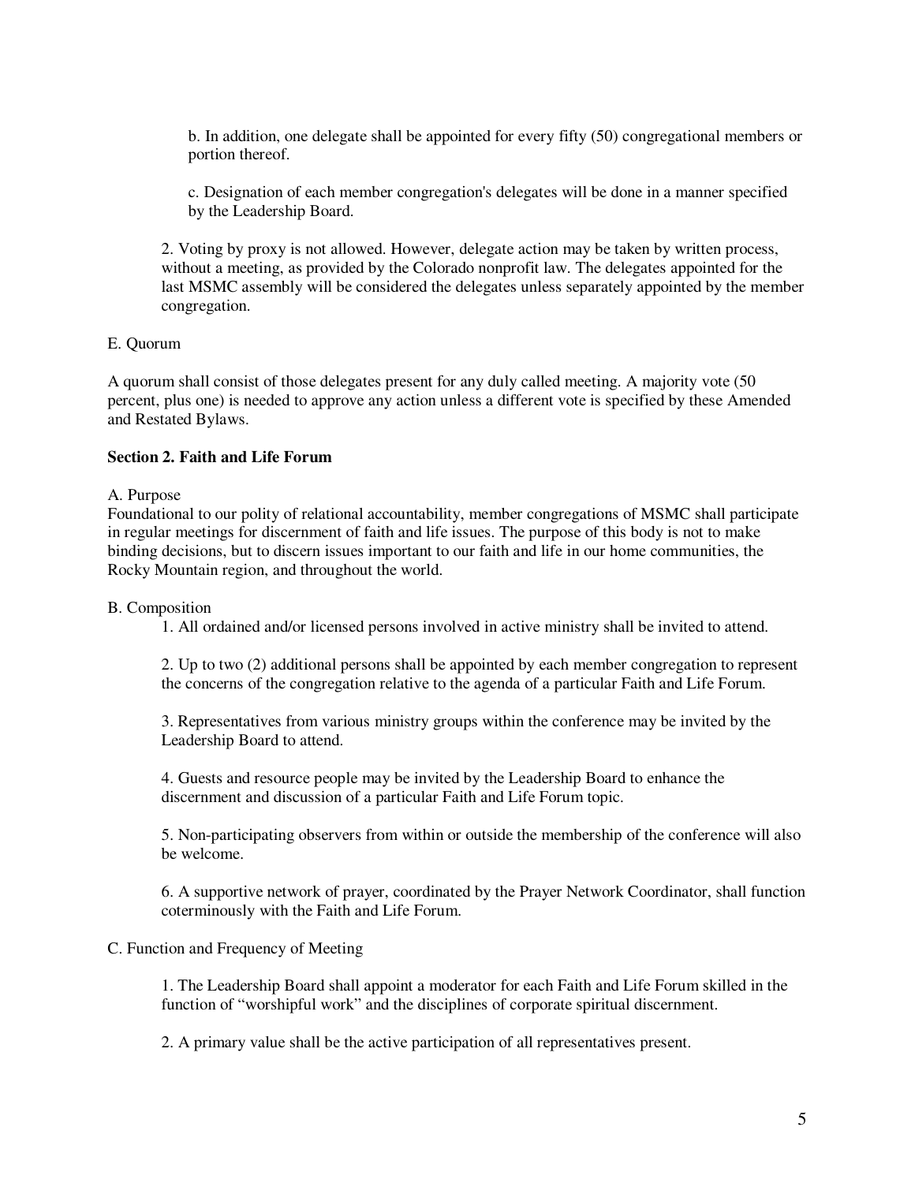b. In addition, one delegate shall be appointed for every fifty (50) congregational members or portion thereof.

c. Designation of each member congregation's delegates will be done in a manner specified by the Leadership Board.

2. Voting by proxy is not allowed. However, delegate action may be taken by written process, without a meeting, as provided by the Colorado nonprofit law. The delegates appointed for the last MSMC assembly will be considered the delegates unless separately appointed by the member congregation.

E. Quorum

A quorum shall consist of those delegates present for any duly called meeting. A majority vote (50 percent, plus one) is needed to approve any action unless a different vote is specified by these Amended and Restated Bylaws.

**Section 2. Faith and Life Forum**

A. Purpose
Foundational to our polity of relational accountability, member congregations of MSMC shall participate in regular meetings for discernment of faith and life issues. The purpose of this body is not to make binding decisions, but to discern issues important to our faith and life in our home communities, the Rocky Mountain region, and throughout the world.

B. Composition

1. All ordained and/or licensed persons involved in active ministry shall be invited to attend.

2. Up to two (2) additional persons shall be appointed by each member congregation to represent the concerns of the congregation relative to the agenda of a particular Faith and Life Forum.

3. Representatives from various ministry groups within the conference may be invited by the Leadership Board to attend.

4. Guests and resource people may be invited by the Leadership Board to enhance the discernment and discussion of a particular Faith and Life Forum topic.

5. Non-participating observers from within or outside the membership of the conference will also be welcome.

6. A supportive network of prayer, coordinated by the Prayer Network Coordinator, shall function coterminously with the Faith and Life Forum.

C. Function and Frequency of Meeting

1. The Leadership Board shall appoint a moderator for each Faith and Life Forum skilled in the function of "worshipful work" and the disciplines of corporate spiritual discernment.

2. A primary value shall be the active participation of all representatives present.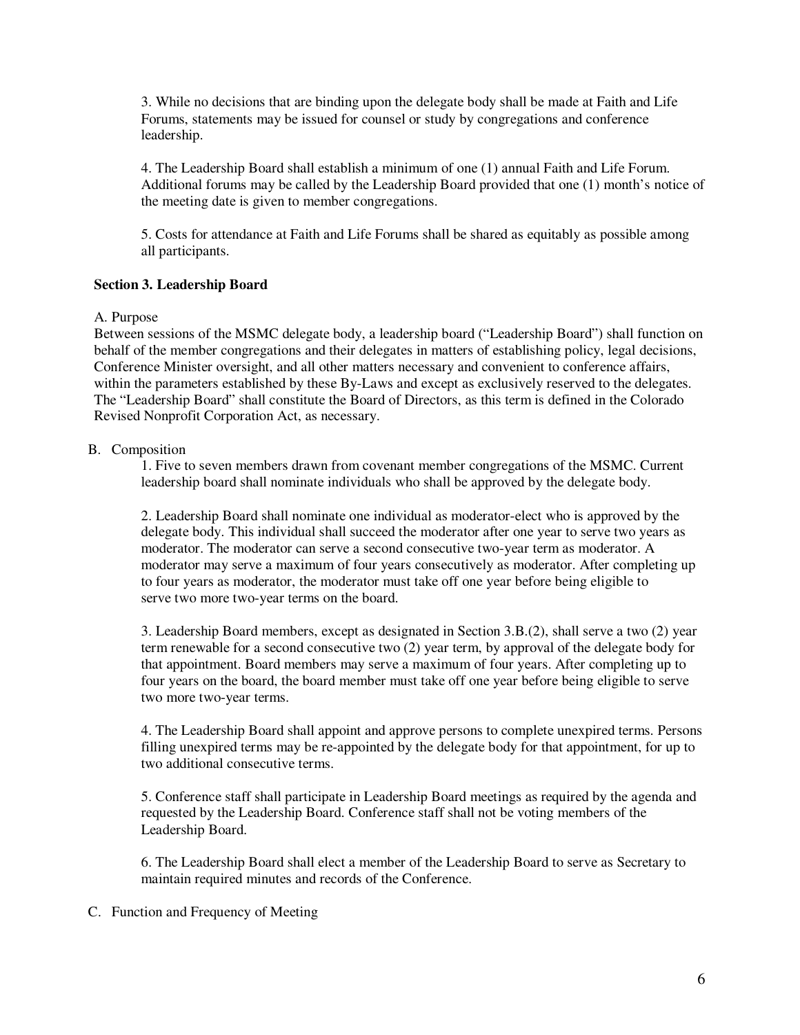3. While no decisions that are binding upon the delegate body shall be made at Faith and Life Forums, statements may be issued for counsel or study by congregations and conference leadership.

4. The Leadership Board shall establish a minimum of one (1) annual Faith and Life Forum. Additional forums may be called by the Leadership Board provided that one (1) month's notice of the meeting date is given to member congregations.

5. Costs for attendance at Faith and Life Forums shall be shared as equitably as possible among all participants.

**Section 3. Leadership Board**

A. Purpose

Between sessions of the MSMC delegate body, a leadership board ("Leadership Board") shall function on behalf of the member congregations and their delegates in matters of establishing policy, legal decisions, Conference Minister oversight, and all other matters necessary and convenient to conference affairs, within the parameters established by these By-Laws and except as exclusively reserved to the delegates. The "Leadership Board" shall constitute the Board of Directors, as this term is defined in the Colorado Revised Nonprofit Corporation Act, as necessary.

B. Composition

1. Five to seven members drawn from covenant member congregations of the MSMC. Current leadership board shall nominate individuals who shall be approved by the delegate body.

2. Leadership Board shall nominate one individual as moderator-elect who is approved by the delegate body. This individual shall succeed the moderator after one year to serve two years as moderator. The moderator can serve a second consecutive two-year term as moderator. A moderator may serve a maximum of four years consecutively as moderator. After completing up to four years as moderator, the moderator must take off one year before being eligible to serve two more two-year terms on the board.

3. Leadership Board members, except as designated in Section 3.B.(2), shall serve a two (2) year term renewable for a second consecutive two (2) year term, by approval of the delegate body for that appointment. Board members may serve a maximum of four years. After completing up to four years on the board, the board member must take off one year before being eligible to serve two more two-year terms.

4. The Leadership Board shall appoint and approve persons to complete unexpired terms. Persons filling unexpired terms may be re-appointed by the delegate body for that appointment, for up to two additional consecutive terms.

5. Conference staff shall participate in Leadership Board meetings as required by the agenda and requested by the Leadership Board. Conference staff shall not be voting members of the Leadership Board.

6. The Leadership Board shall elect a member of the Leadership Board to serve as Secretary to maintain required minutes and records of the Conference.

C. Function and Frequency of Meeting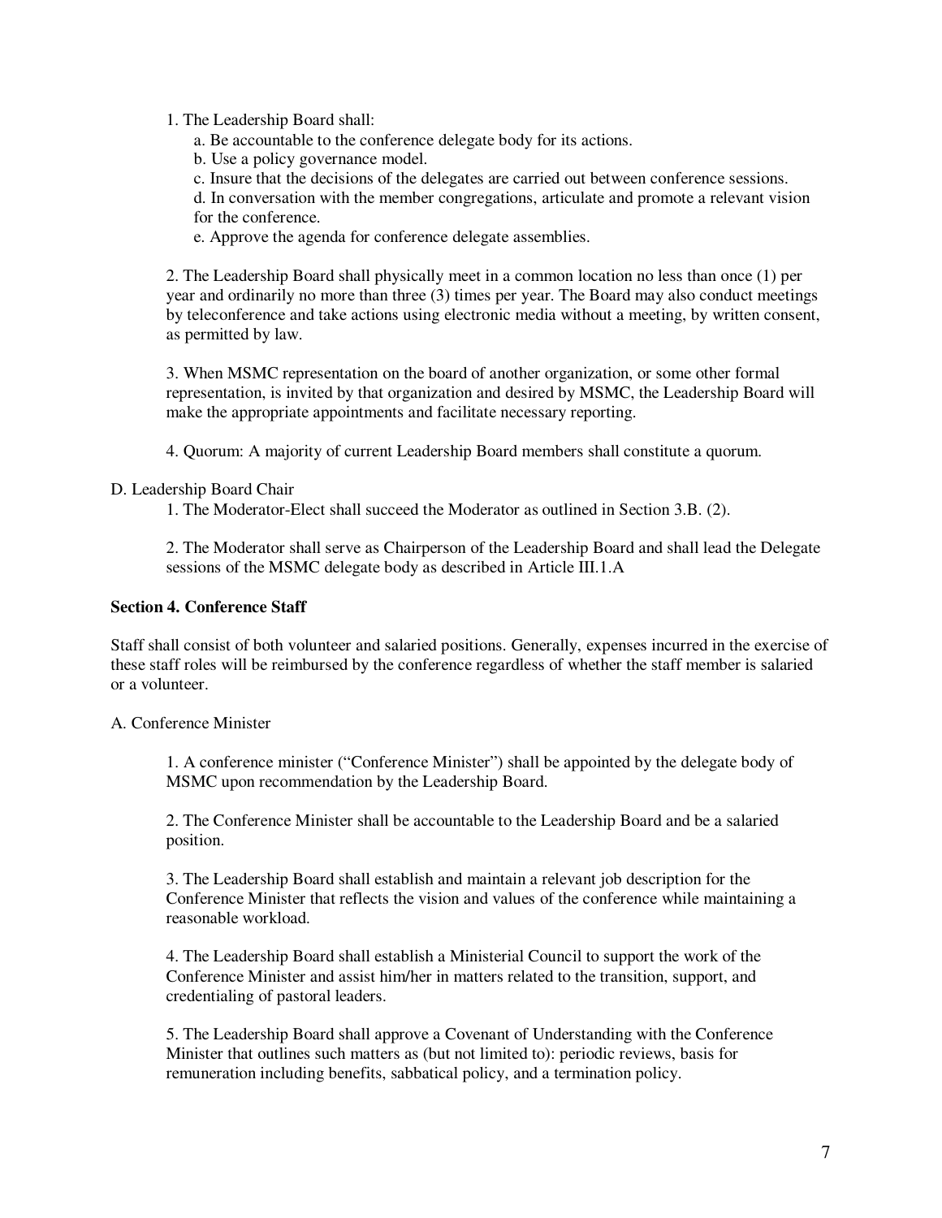1. The Leadership Board shall:
    a. Be accountable to the conference delegate body for its actions.
    b. Use a policy governance model.
    c. Insure that the decisions of the delegates are carried out between conference sessions.
    d. In conversation with the member congregations, articulate and promote a relevant vision for the conference.
    e. Approve the agenda for conference delegate assemblies.

2. The Leadership Board shall physically meet in a common location no less than once (1) per year and ordinarily no more than three (3) times per year. The Board may also conduct meetings by teleconference and take actions using electronic media without a meeting, by written consent, as permitted by law.

3. When MSMC representation on the board of another organization, or some other formal representation, is invited by that organization and desired by MSMC, the Leadership Board will make the appropriate appointments and facilitate necessary reporting.

4. Quorum: A majority of current Leadership Board members shall constitute a quorum.

D. Leadership Board Chair

1. The Moderator-Elect shall succeed the Moderator as outlined in Section 3.B. (2).

2. The Moderator shall serve as Chairperson of the Leadership Board and shall lead the Delegate sessions of the MSMC delegate body as described in Article III.1.A

**Section 4. Conference Staff**

Staff shall consist of both volunteer and salaried positions. Generally, expenses incurred in the exercise of these staff roles will be reimbursed by the conference regardless of whether the staff member is salaried or a volunteer.

A. Conference Minister

1. A conference minister ("Conference Minister") shall be appointed by the delegate body of MSMC upon recommendation by the Leadership Board.

2. The Conference Minister shall be accountable to the Leadership Board and be a salaried position.

3. The Leadership Board shall establish and maintain a relevant job description for the Conference Minister that reflects the vision and values of the conference while maintaining a reasonable workload.

4. The Leadership Board shall establish a Ministerial Council to support the work of the Conference Minister and assist him/her in matters related to the transition, support, and credentialing of pastoral leaders.

5. The Leadership Board shall approve a Covenant of Understanding with the Conference Minister that outlines such matters as (but not limited to): periodic reviews, basis for remuneration including benefits, sabbatical policy, and a termination policy.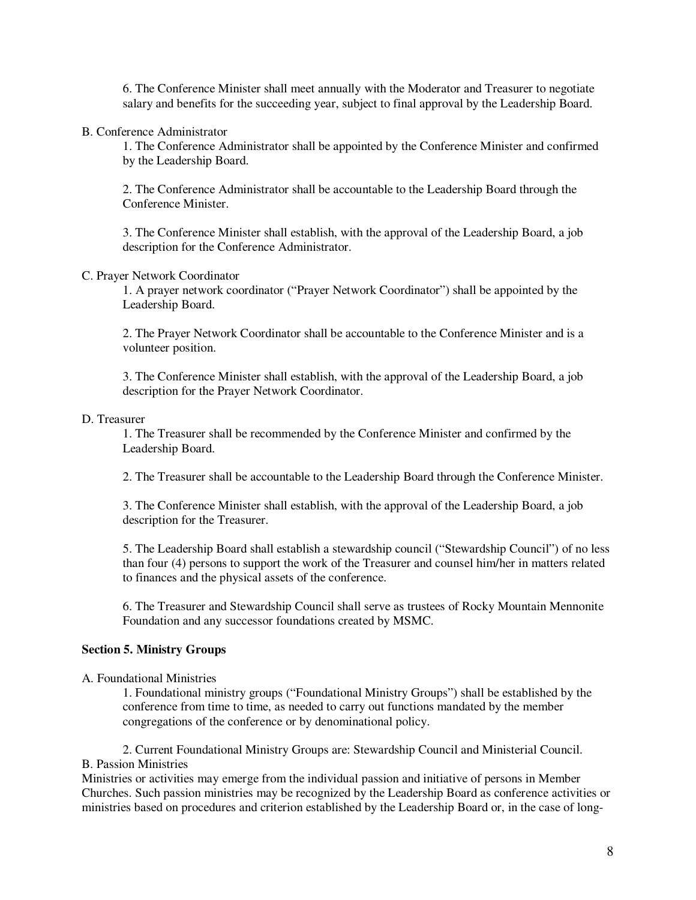6. The Conference Minister shall meet annually with the Moderator and Treasurer to negotiate salary and benefits for the succeeding year, subject to final approval by the Leadership Board.

B. Conference Administrator

1. The Conference Administrator shall be appointed by the Conference Minister and confirmed by the Leadership Board.

2. The Conference Administrator shall be accountable to the Leadership Board through the Conference Minister.

3. The Conference Minister shall establish, with the approval of the Leadership Board, a job description for the Conference Administrator.

C. Prayer Network Coordinator

1. A prayer network coordinator ("Prayer Network Coordinator") shall be appointed by the Leadership Board.

2. The Prayer Network Coordinator shall be accountable to the Conference Minister and is a volunteer position.

3. The Conference Minister shall establish, with the approval of the Leadership Board, a job description for the Prayer Network Coordinator.

D. Treasurer

1. The Treasurer shall be recommended by the Conference Minister and confirmed by the Leadership Board.

2. The Treasurer shall be accountable to the Leadership Board through the Conference Minister.

3. The Conference Minister shall establish, with the approval of the Leadership Board, a job description for the Treasurer.

5. The Leadership Board shall establish a stewardship council ("Stewardship Council") of no less than four (4) persons to support the work of the Treasurer and counsel him/her in matters related to finances and the physical assets of the conference.

6. The Treasurer and Stewardship Council shall serve as trustees of Rocky Mountain Mennonite Foundation and any successor foundations created by MSMC.

**Section 5. Ministry Groups**

A. Foundational Ministries

1. Foundational ministry groups ("Foundational Ministry Groups") shall be established by the conference from time to time, as needed to carry out functions mandated by the member congregations of the conference or by denominational policy.

2. Current Foundational Ministry Groups are: Stewardship Council and Ministerial Council.

B. Passion Ministries

Ministries or activities may emerge from the individual passion and initiative of persons in Member Churches. Such passion ministries may be recognized by the Leadership Board as conference activities or ministries based on procedures and criterion established by the Leadership Board or, in the case of long-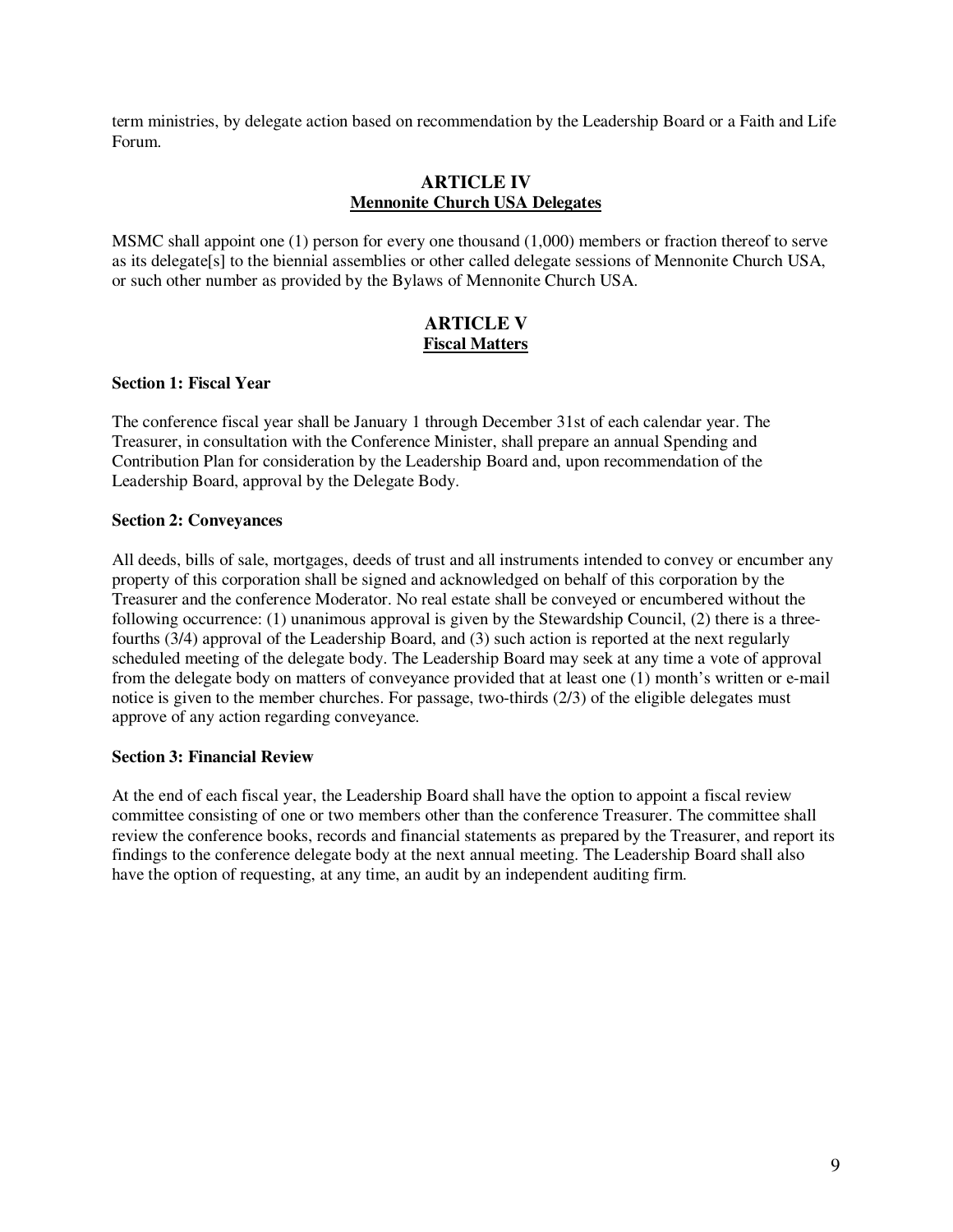term ministries, by delegate action based on recommendation by the Leadership Board or a Faith and Life Forum.

## ARTICLE IV
## Mennonite Church USA Delegates

MSMC shall appoint one (1) person for every one thousand (1,000) members or fraction thereof to serve as its delegate[s] to the biennial assemblies or other called delegate sessions of Mennonite Church USA, or such other number as provided by the Bylaws of Mennonite Church USA.

## ARTICLE V
## Fiscal Matters

**Section 1: Fiscal Year**

The conference fiscal year shall be January 1 through December 31st of each calendar year. The Treasurer, in consultation with the Conference Minister, shall prepare an annual Spending and Contribution Plan for consideration by the Leadership Board and, upon recommendation of the Leadership Board, approval by the Delegate Body.

**Section 2: Conveyances**

All deeds, bills of sale, mortgages, deeds of trust and all instruments intended to convey or encumber any property of this corporation shall be signed and acknowledged on behalf of this corporation by the Treasurer and the conference Moderator. No real estate shall be conveyed or encumbered without the following occurrence: (1) unanimous approval is given by the Stewardship Council, (2) there is a three-fourths (3/4) approval of the Leadership Board, and (3) such action is reported at the next regularly scheduled meeting of the delegate body. The Leadership Board may seek at any time a vote of approval from the delegate body on matters of conveyance provided that at least one (1) month's written or e-mail notice is given to the member churches. For passage, two-thirds (2/3) of the eligible delegates must approve of any action regarding conveyance.

**Section 3: Financial Review**

At the end of each fiscal year, the Leadership Board shall have the option to appoint a fiscal review committee consisting of one or two members other than the conference Treasurer. The committee shall review the conference books, records and financial statements as prepared by the Treasurer, and report its findings to the conference delegate body at the next annual meeting. The Leadership Board shall also have the option of requesting, at any time, an audit by an independent auditing firm.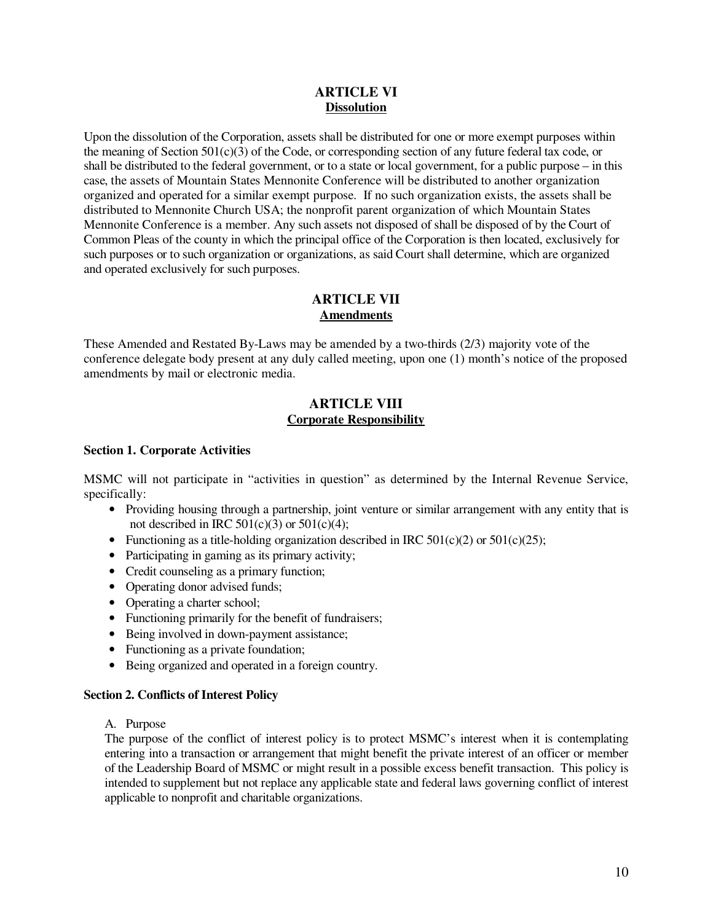## ARTICLE VI
**Dissolution**

Upon the dissolution of the Corporation, assets shall be distributed for one or more exempt purposes within the meaning of Section 501(c)(3) of the Code, or corresponding section of any future federal tax code, or shall be distributed to the federal government, or to a state or local government, for a public purpose – in this case, the assets of Mountain States Mennonite Conference will be distributed to another organization organized and operated for a similar exempt purpose. If no such organization exists, the assets shall be distributed to Mennonite Church USA; the nonprofit parent organization of which Mountain States Mennonite Conference is a member. Any such assets not disposed of shall be disposed of by the Court of Common Pleas of the county in which the principal office of the Corporation is then located, exclusively for such purposes or to such organization or organizations, as said Court shall determine, which are organized and operated exclusively for such purposes.

## ARTICLE VII
**Amendments**

These Amended and Restated By-Laws may be amended by a two-thirds (2/3) majority vote of the conference delegate body present at any duly called meeting, upon one (1) month's notice of the proposed amendments by mail or electronic media.

## ARTICLE VIII
**Corporate Responsibility**

### Section 1. Corporate Activities

MSMC will not participate in "activities in question" as determined by the Internal Revenue Service, specifically:

- Providing housing through a partnership, joint venture or similar arrangement with any entity that is not described in IRC 501(c)(3) or 501(c)(4);
- Functioning as a title-holding organization described in IRC 501(c)(2) or 501(c)(25);
- Participating in gaming as its primary activity;
- Credit counseling as a primary function;
- Operating donor advised funds;
- Operating a charter school;
- Functioning primarily for the benefit of fundraisers;
- Being involved in down-payment assistance;
- Functioning as a private foundation;
- Being organized and operated in a foreign country.

### Section 2. Conflicts of Interest Policy

A. Purpose

The purpose of the conflict of interest policy is to protect MSMC's interest when it is contemplating entering into a transaction or arrangement that might benefit the private interest of an officer or member of the Leadership Board of MSMC or might result in a possible excess benefit transaction. This policy is intended to supplement but not replace any applicable state and federal laws governing conflict of interest applicable to nonprofit and charitable organizations.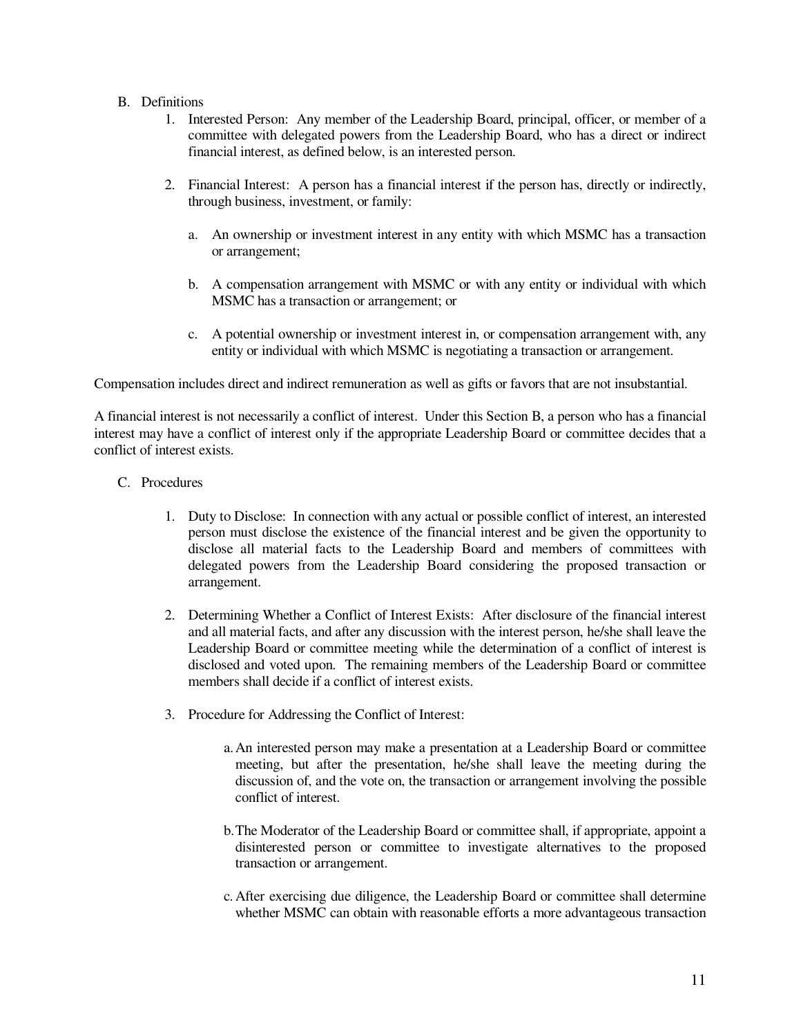B. Definitions

1. Interested Person: Any member of the Leadership Board, principal, officer, or member of a committee with delegated powers from the Leadership Board, who has a direct or indirect financial interest, as defined below, is an interested person.

2. Financial Interest: A person has a financial interest if the person has, directly or indirectly, through business, investment, or family:

   a. An ownership or investment interest in any entity with which MSMC has a transaction or arrangement;

   b. A compensation arrangement with MSMC or with any entity or individual with which MSMC has a transaction or arrangement; or

   c. A potential ownership or investment interest in, or compensation arrangement with, any entity or individual with which MSMC is negotiating a transaction or arrangement.

Compensation includes direct and indirect remuneration as well as gifts or favors that are not insubstantial.

A financial interest is not necessarily a conflict of interest. Under this Section B, a person who has a financial interest may have a conflict of interest only if the appropriate Leadership Board or committee decides that a conflict of interest exists.

C. Procedures

1. Duty to Disclose: In connection with any actual or possible conflict of interest, an interested person must disclose the existence of the financial interest and be given the opportunity to disclose all material facts to the Leadership Board and members of committees with delegated powers from the Leadership Board considering the proposed transaction or arrangement.

2. Determining Whether a Conflict of Interest Exists: After disclosure of the financial interest and all material facts, and after any discussion with the interest person, he/she shall leave the Leadership Board or committee meeting while the determination of a conflict of interest is disclosed and voted upon. The remaining members of the Leadership Board or committee members shall decide if a conflict of interest exists.

3. Procedure for Addressing the Conflict of Interest:

   a. An interested person may make a presentation at a Leadership Board or committee meeting, but after the presentation, he/she shall leave the meeting during the discussion of, and the vote on, the transaction or arrangement involving the possible conflict of interest.

   b. The Moderator of the Leadership Board or committee shall, if appropriate, appoint a disinterested person or committee to investigate alternatives to the proposed transaction or arrangement.

   c. After exercising due diligence, the Leadership Board or committee shall determine whether MSMC can obtain with reasonable efforts a more advantageous transaction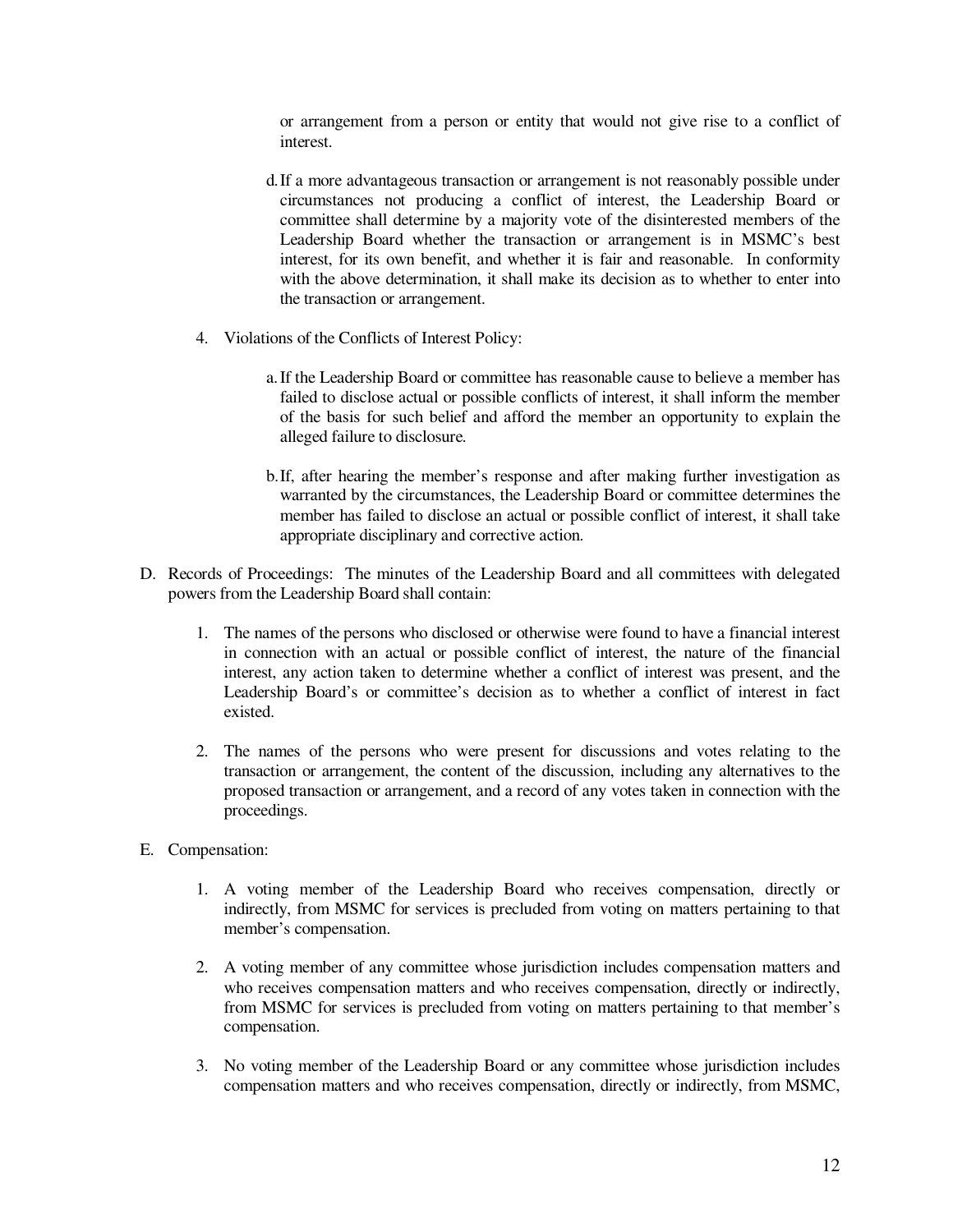or arrangement from a person or entity that would not give rise to a conflict of interest.

d. If a more advantageous transaction or arrangement is not reasonably possible under circumstances not producing a conflict of interest, the Leadership Board or committee shall determine by a majority vote of the disinterested members of the Leadership Board whether the transaction or arrangement is in MSMC's best interest, for its own benefit, and whether it is fair and reasonable. In conformity with the above determination, it shall make its decision as to whether to enter into the transaction or arrangement.

4. Violations of the Conflicts of Interest Policy:

   a. If the Leadership Board or committee has reasonable cause to believe a member has failed to disclose actual or possible conflicts of interest, it shall inform the member of the basis for such belief and afford the member an opportunity to explain the alleged failure to disclosure.

   b. If, after hearing the member's response and after making further investigation as warranted by the circumstances, the Leadership Board or committee determines the member has failed to disclose an actual or possible conflict of interest, it shall take appropriate disciplinary and corrective action.

D. Records of Proceedings: The minutes of the Leadership Board and all committees with delegated powers from the Leadership Board shall contain:

1. The names of the persons who disclosed or otherwise were found to have a financial interest in connection with an actual or possible conflict of interest, the nature of the financial interest, any action taken to determine whether a conflict of interest was present, and the Leadership Board's or committee's decision as to whether a conflict of interest in fact existed.

2. The names of the persons who were present for discussions and votes relating to the transaction or arrangement, the content of the discussion, including any alternatives to the proposed transaction or arrangement, and a record of any votes taken in connection with the proceedings.

E. Compensation:

1. A voting member of the Leadership Board who receives compensation, directly or indirectly, from MSMC for services is precluded from voting on matters pertaining to that member's compensation.

2. A voting member of any committee whose jurisdiction includes compensation matters and who receives compensation matters and who receives compensation, directly or indirectly, from MSMC for services is precluded from voting on matters pertaining to that member's compensation.

3. No voting member of the Leadership Board or any committee whose jurisdiction includes compensation matters and who receives compensation, directly or indirectly, from MSMC,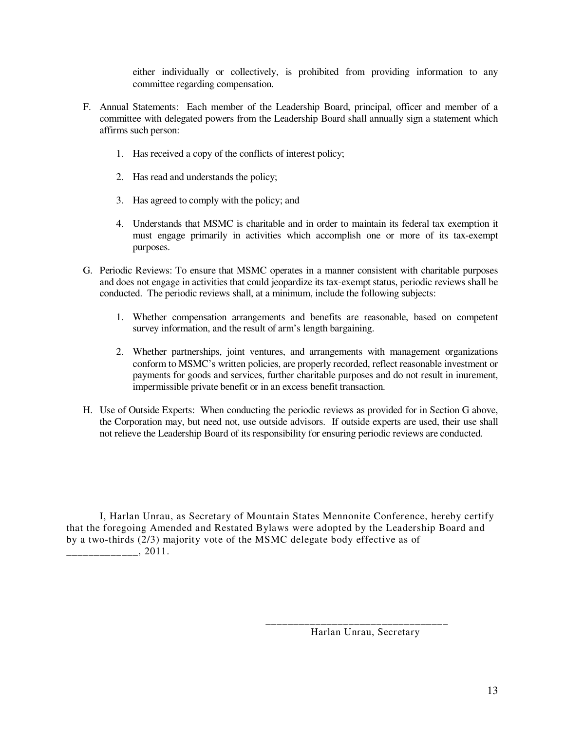either individually or collectively, is prohibited from providing information to any committee regarding compensation.

F. Annual Statements: Each member of the Leadership Board, principal, officer and member of a committee with delegated powers from the Leadership Board shall annually sign a statement which affirms such person:

   1. Has received a copy of the conflicts of interest policy;

   2. Has read and understands the policy;

   3. Has agreed to comply with the policy; and

   4. Understands that MSMC is charitable and in order to maintain its federal tax exemption it must engage primarily in activities which accomplish one or more of its tax-exempt purposes.

G. Periodic Reviews: To ensure that MSMC operates in a manner consistent with charitable purposes and does not engage in activities that could jeopardize its tax-exempt status, periodic reviews shall be conducted. The periodic reviews shall, at a minimum, include the following subjects:

   1. Whether compensation arrangements and benefits are reasonable, based on competent survey information, and the result of arm's length bargaining.

   2. Whether partnerships, joint ventures, and arrangements with management organizations conform to MSMC's written policies, are properly recorded, reflect reasonable investment or payments for goods and services, further charitable purposes and do not result in inurement, impermissible private benefit or in an excess benefit transaction.

H. Use of Outside Experts: When conducting the periodic reviews as provided for in Section G above, the Corporation may, but need not, use outside advisors. If outside experts are used, their use shall not relieve the Leadership Board of its responsibility for ensuring periodic reviews are conducted.

I, Harlan Unrau, as Secretary of Mountain States Mennonite Conference, hereby certify that the foregoing Amended and Restated Bylaws were adopted by the Leadership Board and by a two-thirds (2/3) majority vote of the MSMC delegate body effective as of _____________, 2011.

_________________________________

Harlan Unrau, Secretary